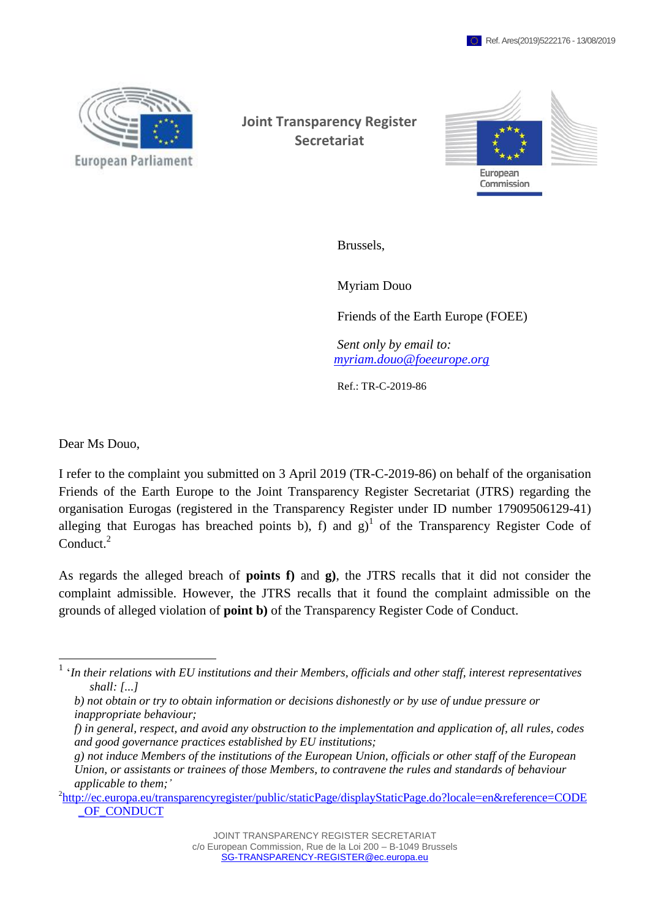Ref. Ares(2019)5222176 - 13/08/2019

European Parliament

**Joint Transparency Register Secretariat**

European Commission

Brussels,

Myriam Douo

Friends of the Earth Europe (FOEE)

*Sent only by email to:* myriam.douo@foeeurope.org

Ref.: TR-C-2019-86

Dear Ms Douo,

I refer to the complaint you submitted on 3 April 2019 (TR-C-2019-86) on behalf of the organisation Friends of the Earth Europe to the Joint Transparency Register Secretariat (JTRS) regarding the organisation Eurogas (registered in the Transparency Register under ID number 17909506129-41) alleging that Eurogas has breached points b), f) and g)[1] of the Transparency Register Code of Conduct.[2]

As regards the alleged breach of **points f)** and **g)**, the JTRS recalls that it did not consider the complaint admissible. However, the JTRS recalls that it found the complaint admissible on the grounds of alleged violation of **point b)** of the Transparency Register Code of Conduct.

---

[1] '*In their relations with EU institutions and their Members, officials and other staff, interest representatives shall: [...]*

*b) not obtain or try to obtain information or decisions dishonestly or by use of undue pressure or inappropriate behaviour;*

*f) in general, respect, and avoid any obstruction to the implementation and application of, all rules, codes and good governance practices established by EU institutions;*

*g) not induce Members of the institutions of the European Union, officials or other staff of the European Union, or assistants or trainees of those Members, to contravene the rules and standards of behaviour applicable to them;'*

[2] http://ec.europa.eu/transparencyregister/public/staticPage/displayStaticPage.do?locale=en&reference=CODE_OF_CONDUCT

JOINT TRANSPARENCY REGISTER SECRETARIAT
c/o European Commission, Rue de la Loi 200 – B-1049 Brussels
SG-TRANSPARENCY-REGISTER@ec.europa.eu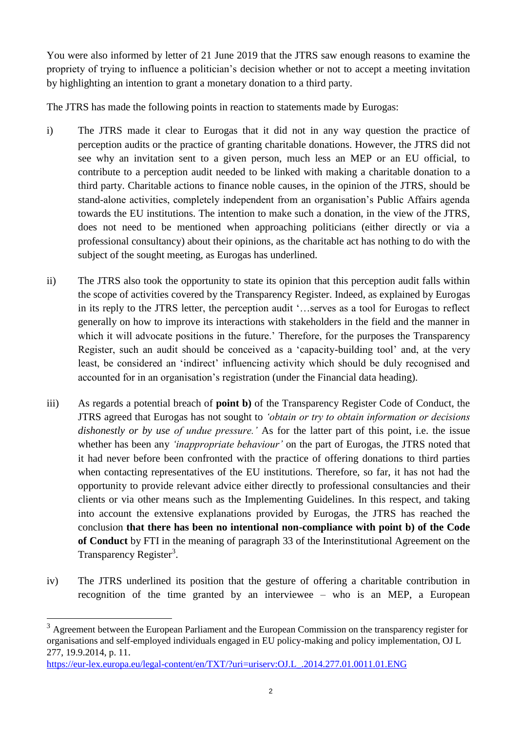You were also informed by letter of 21 June 2019 that the JTRS saw enough reasons to examine the propriety of trying to influence a politician's decision whether or not to accept a meeting invitation by highlighting an intention to grant a monetary donation to a third party.

The JTRS has made the following points in reaction to statements made by Eurogas:

i) The JTRS made it clear to Eurogas that it did not in any way question the practice of perception audits or the practice of granting charitable donations. However, the JTRS did not see why an invitation sent to a given person, much less an MEP or an EU official, to contribute to a perception audit needed to be linked with making a charitable donation to a third party. Charitable actions to finance noble causes, in the opinion of the JTRS, should be stand-alone activities, completely independent from an organisation's Public Affairs agenda towards the EU institutions. The intention to make such a donation, in the view of the JTRS, does not need to be mentioned when approaching politicians (either directly or via a professional consultancy) about their opinions, as the charitable act has nothing to do with the subject of the sought meeting, as Eurogas has underlined.

ii) The JTRS also took the opportunity to state its opinion that this perception audit falls within the scope of activities covered by the Transparency Register. Indeed, as explained by Eurogas in its reply to the JTRS letter, the perception audit '…serves as a tool for Eurogas to reflect generally on how to improve its interactions with stakeholders in the field and the manner in which it will advocate positions in the future.' Therefore, for the purposes the Transparency Register, such an audit should be conceived as a 'capacity-building tool' and, at the very least, be considered an 'indirect' influencing activity which should be duly recognised and accounted for in an organisation's registration (under the Financial data heading).

iii) As regards a potential breach of **point b)** of the Transparency Register Code of Conduct, the JTRS agreed that Eurogas has not sought to *'obtain or try to obtain information or decisions dishonestly or by use of undue pressure.'* As for the latter part of this point, i.e. the issue whether has been any *'inappropriate behaviour'* on the part of Eurogas, the JTRS noted that it had never before been confronted with the practice of offering donations to third parties when contacting representatives of the EU institutions. Therefore, so far, it has not had the opportunity to provide relevant advice either directly to professional consultancies and their clients or via other means such as the Implementing Guidelines. In this respect, and taking into account the extensive explanations provided by Eurogas, the JTRS has reached the conclusion **that there has been no intentional non-compliance with point b) of the Code of Conduct** by FTI in the meaning of paragraph 33 of the Interinstitutional Agreement on the Transparency Register[3].

iv) The JTRS underlined its position that the gesture of offering a charitable contribution in recognition of the time granted by an interviewee – who is an MEP, a European

[3] Agreement between the European Parliament and the European Commission on the transparency register for organisations and self-employed individuals engaged in EU policy-making and policy implementation, OJ L 277, 19.9.2014, p. 11.
https://eur-lex.europa.eu/legal-content/en/TXT/?uri=uriserv:OJ.L_.2014.277.01.0011.01.ENG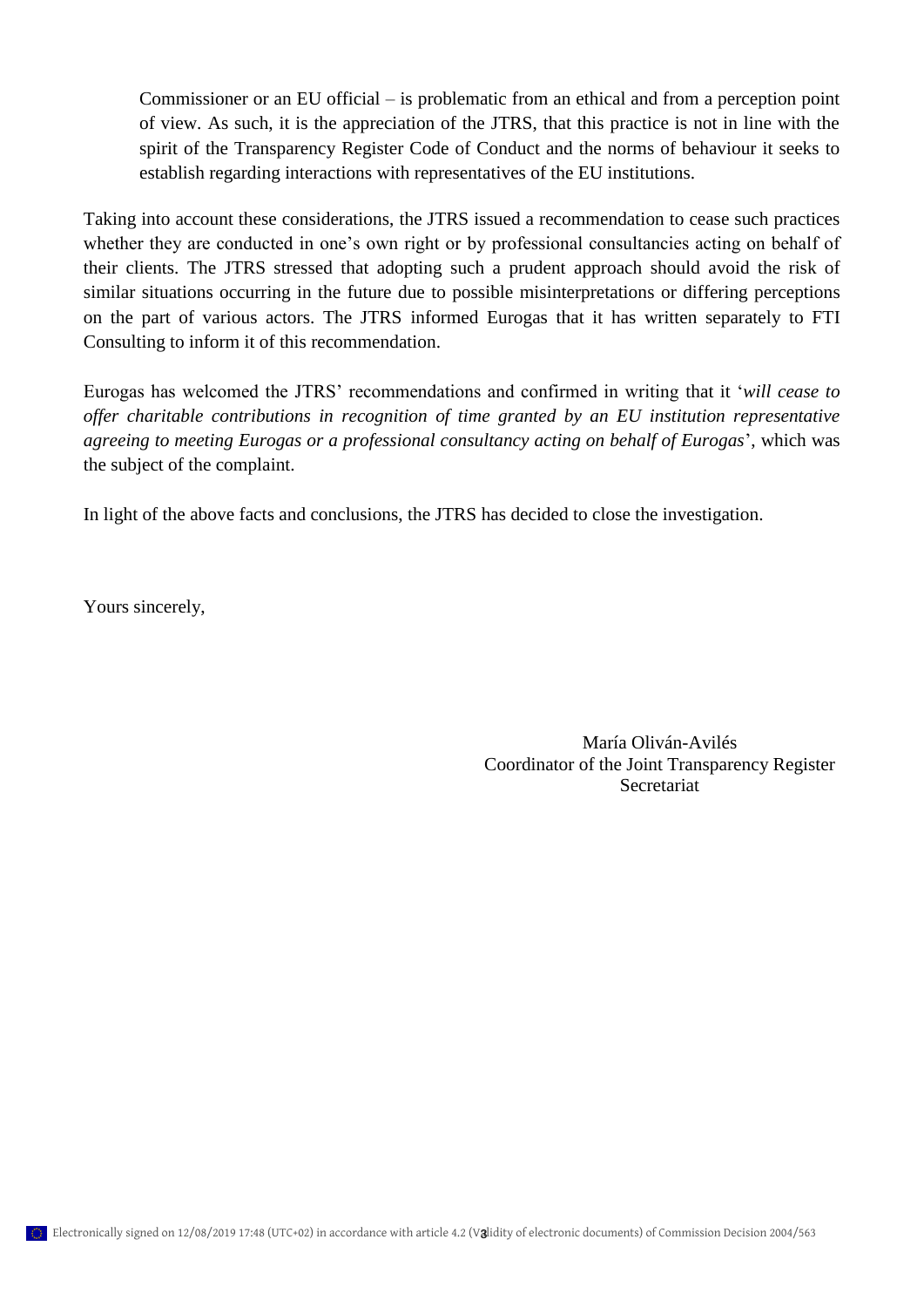Commissioner or an EU official – is problematic from an ethical and from a perception point of view. As such, it is the appreciation of the JTRS, that this practice is not in line with the spirit of the Transparency Register Code of Conduct and the norms of behaviour it seeks to establish regarding interactions with representatives of the EU institutions.

Taking into account these considerations, the JTRS issued a recommendation to cease such practices whether they are conducted in one's own right or by professional consultancies acting on behalf of their clients. The JTRS stressed that adopting such a prudent approach should avoid the risk of similar situations occurring in the future due to possible misinterpretations or differing perceptions on the part of various actors. The JTRS informed Eurogas that it has written separately to FTI Consulting to inform it of this recommendation.

Eurogas has welcomed the JTRS' recommendations and confirmed in writing that it '*will cease to offer charitable contributions in recognition of time granted by an EU institution representative agreeing to meeting Eurogas or a professional consultancy acting on behalf of Eurogas*', which was the subject of the complaint.

In light of the above facts and conclusions, the JTRS has decided to close the investigation.

Yours sincerely,

María Oliván-Avilés
Coordinator of the Joint Transparency Register Secretariat

Electronically signed on 12/08/2019 17:48 (UTC+02) in accordance with article 4.2 (Validity of electronic documents) of Commission Decision 2004/563